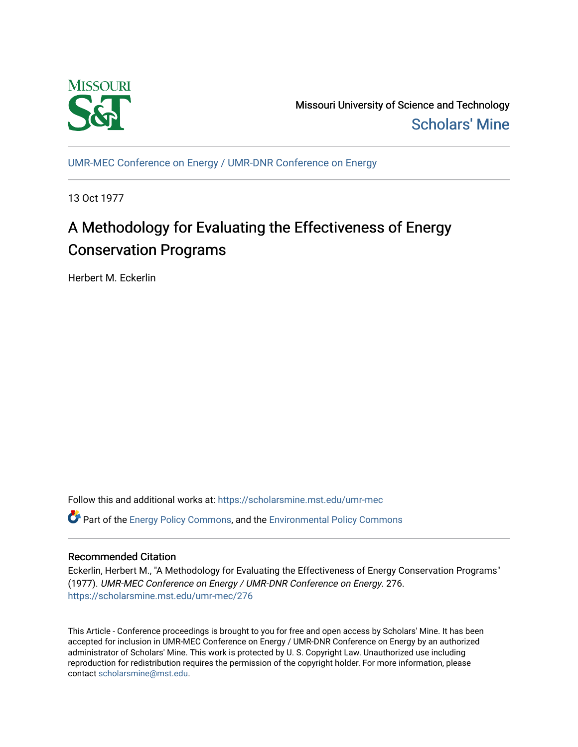Missouri University of Science and Technology

Scholars' Mine

UMR-MEC Conference on Energy / UMR-DNR Conference on Energy

13 Oct 1977

# A Methodology for Evaluating the Effectiveness of Energy Conservation Programs

Herbert M. Eckerlin

Follow this and additional works at: https://scholarsmine.mst.edu/umr-mec

Part of the Energy Policy Commons, and the Environmental Policy Commons

## Recommended Citation

Eckerlin, Herbert M., "A Methodology for Evaluating the Effectiveness of Energy Conservation Programs" (1977). *UMR-MEC Conference on Energy / UMR-DNR Conference on Energy*. 276.
https://scholarsmine.mst.edu/umr-mec/276

This Article - Conference proceedings is brought to you for free and open access by Scholars' Mine. It has been accepted for inclusion in UMR-MEC Conference on Energy / UMR-DNR Conference on Energy by an authorized administrator of Scholars' Mine. This work is protected by U. S. Copyright Law. Unauthorized use including reproduction for redistribution requires the permission of the copyright holder. For more information, please contact scholarsmine@mst.edu.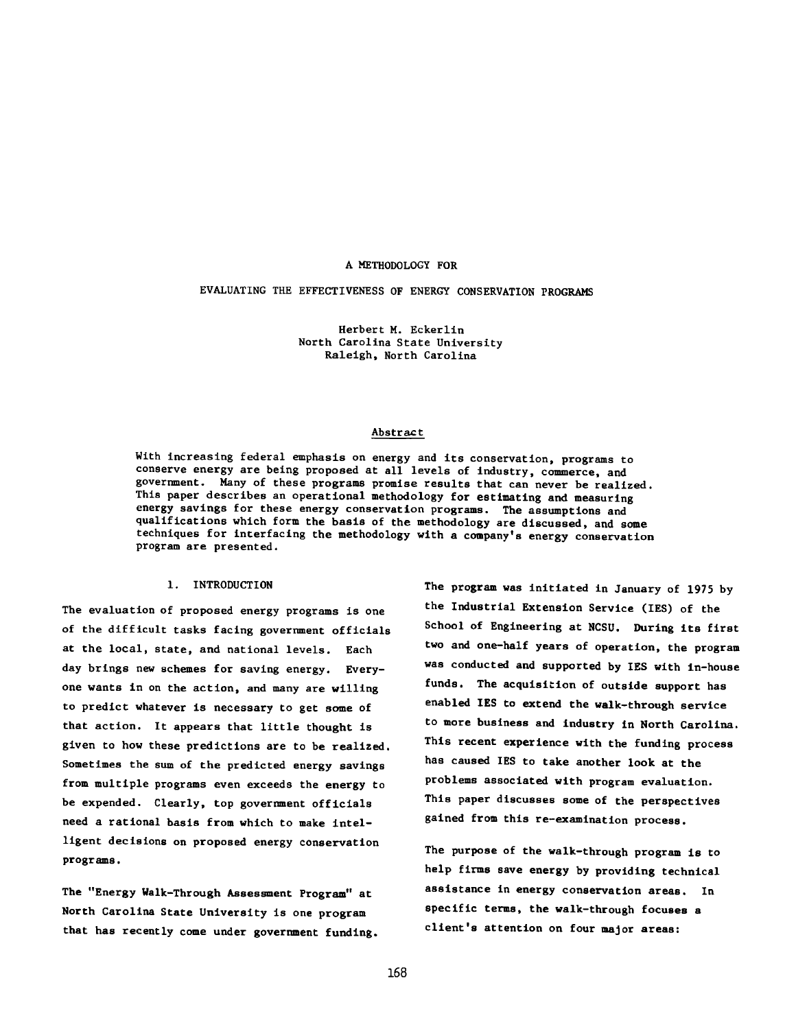# A METHODOLOGY FOR EVALUATING THE EFFECTIVENESS OF ENERGY CONSERVATION PROGRAMS

Herbert M. Eckerlin
North Carolina State University
Raleigh, North Carolina

## Abstract

With increasing federal emphasis on energy and its conservation, programs to conserve energy are being proposed at all levels of industry, commerce, and government. Many of these programs promise results that can never be realized. This paper describes an operational methodology for estimating and measuring energy savings for these energy conservation programs. The assumptions and qualifications which form the basis of the methodology are discussed, and some techniques for interfacing the methodology with a company's energy conservation program are presented.

## 1. INTRODUCTION

The evaluation of proposed energy programs is one of the difficult tasks facing government officials at the local, state, and national levels. Each day brings new schemes for saving energy. Everyone wants in on the action, and many are willing to predict whatever is necessary to get some of that action. It appears that little thought is given to how these predictions are to be realized. Sometimes the sum of the predicted energy savings from multiple programs even exceeds the energy to be expended. Clearly, top government officials need a rational basis from which to make intelligent decisions on proposed energy conservation programs.

The "Energy Walk-Through Assessment Program" at North Carolina State University is one program that has recently come under government funding. The program was initiated in January of 1975 by the Industrial Extension Service (IES) of the School of Engineering at NCSU. During its first two and one-half years of operation, the program was conducted and supported by IES with in-house funds. The acquisition of outside support has enabled IES to extend the walk-through service to more business and industry in North Carolina. This recent experience with the funding process has caused IES to take another look at the problems associated with program evaluation. This paper discusses some of the perspectives gained from this re-examination process.

The purpose of the walk-through program is to help firms save energy by providing technical assistance in energy conservation areas. In specific terms, the walk-through focuses a client's attention on four major areas: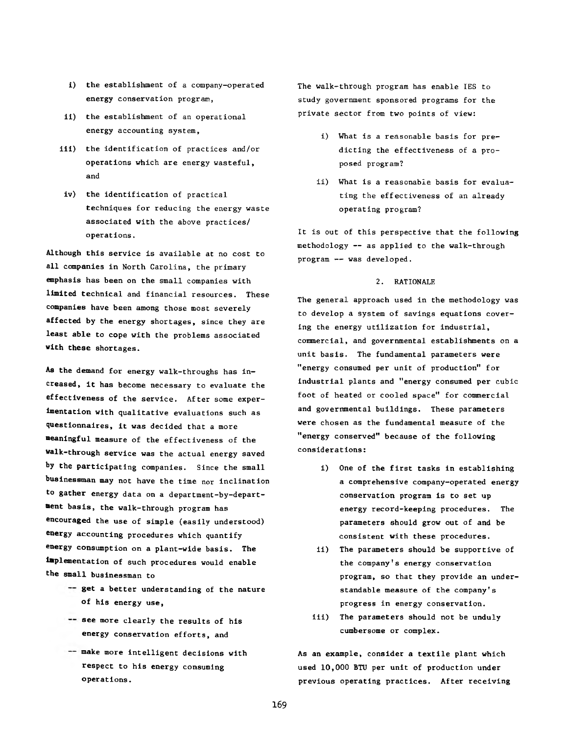i) the establishment of a company-operated energy conservation program,

ii) the establishment of an operational energy accounting system,

iii) the identification of practices and/or operations which are energy wasteful, and

iv) the identification of practical techniques for reducing the energy waste associated with the above practices/operations.

Although this service is available at no cost to all companies in North Carolina, the primary emphasis has been on the small companies with limited technical and financial resources. These companies have been among those most severely affected by the energy shortages, since they are least able to cope with the problems associated with these shortages.

As the demand for energy walk-throughs has increased, it has become necessary to evaluate the effectiveness of the service. After some experimentation with qualitative evaluations such as questionnaires, it was decided that a more meaningful measure of the effectiveness of the walk-through service was the actual energy saved by the participating companies. Since the small businessman may not have the time nor inclination to gather energy data on a department-by-department basis, the walk-through program has encouraged the use of simple (easily understood) energy accounting procedures which quantify energy consumption on a plant-wide basis. The implementation of such procedures would enable the small businessman to

-- get a better understanding of the nature of his energy use,

-- see more clearly the results of his energy conservation efforts, and

-- make more intelligent decisions with respect to his energy consuming operations.

The walk-through program has enable IES to study government sponsored programs for the private sector from two points of view:

i) What is a reasonable basis for predicting the effectiveness of a proposed program?

ii) What is a reasonable basis for evaluating the effectiveness of an already operating program?

It is out of this perspective that the following methodology -- as applied to the walk-through program -- was developed.

## 2. RATIONALE

The general approach used in the methodology was to develop a system of savings equations covering the energy utilization for industrial, commercial, and governmental establishments on a unit basis. The fundamental parameters were "energy consumed per unit of production" for industrial plants and "energy consumed per cubic foot of heated or cooled space" for commercial and governmental buildings. These parameters were chosen as the fundamental measure of the "energy conserved" because of the following considerations:

i) One of the first tasks in establishing a comprehensive company-operated energy conservation program is to set up energy record-keeping procedures. The parameters should grow out of and be consistent with these procedures.

ii) The parameters should be supportive of the company's energy conservation program, so that they provide an understandable measure of the company's progress in energy conservation.

iii) The parameters should not be unduly cumbersome or complex.

As an example, consider a textile plant which used 10,000 BTU per unit of production under previous operating practices. After receiving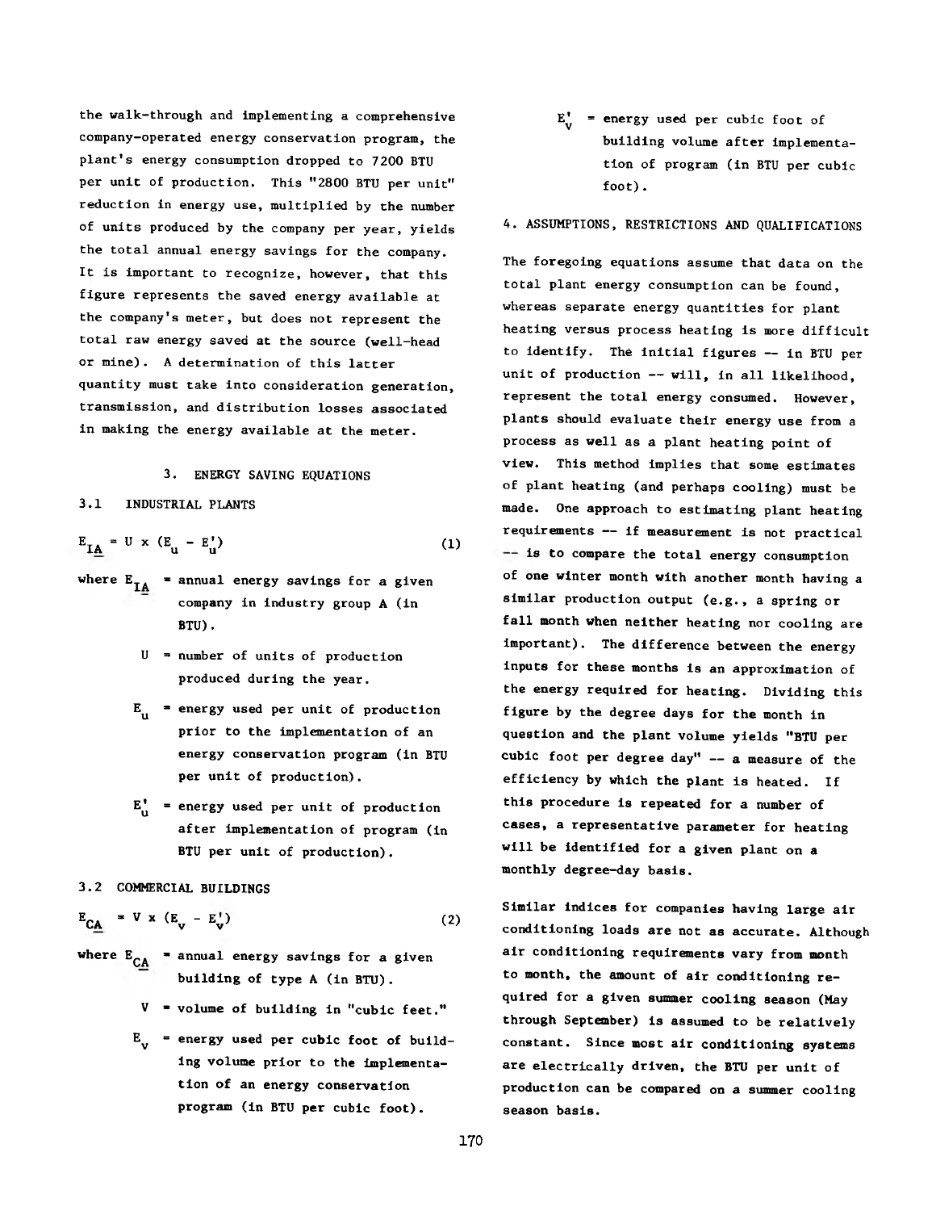the walk-through and implementing a comprehensive company-operated energy conservation program, the plant's energy consumption dropped to 7200 BTU per unit of production. This "2800 BTU per unit" reduction in energy use, multiplied by the number of units produced by the company per year, yields the total annual energy savings for the company. It is important to recognize, however, that this figure represents the saved energy available at the company's meter, but does not represent the total raw energy saved at the source (well-head or mine). A determination of this latter quantity must take into consideration generation, transmission, and distribution losses associated in making the energy available at the meter.

## 3. ENERGY SAVING EQUATIONS

### 3.1 INDUSTRIAL PLANTS

$$E_{I\underline{A}} = U \times (E_u - E_u') \qquad (1)$$

where $E_{I\underline{A}}$ = annual energy savings for a given company in industry group A (in BTU).

$U$ = number of units of production produced during the year.

$E_u$ = energy used per unit of production prior to the implementation of an energy conservation program (in BTU per unit of production).

$E_u'$ = energy used per unit of production after implementation of program (in BTU per unit of production).

### 3.2 COMMERCIAL BUILDINGS

$$E_{C\underline{A}} = V \times (E_v - E_v') \qquad (2)$$

where $E_{C\underline{A}}$ = annual energy savings for a given building of type A (in BTU).

$V$ = volume of building in "cubic feet."

$E_v$ = energy used per cubic foot of building volume prior to the implementation of an energy conservation program (in BTU per cubic foot).

$E_v'$ = energy used per cubic foot of building volume after implementation of program (in BTU per cubic foot).

## 4. ASSUMPTIONS, RESTRICTIONS AND QUALIFICATIONS

The foregoing equations assume that data on the total plant energy consumption can be found, whereas separate energy quantities for plant heating versus process heating is more difficult to identify. The initial figures -- in BTU per unit of production -- will, in all likelihood, represent the total energy consumed. However, plants should evaluate their energy use from a process as well as a plant heating point of view. This method implies that some estimates of plant heating (and perhaps cooling) must be made. One approach to estimating plant heating requirements -- if measurement is not practical -- is to compare the total energy consumption of one winter month with another month having a similar production output (e.g., a spring or fall month when neither heating nor cooling are important). The difference between the energy inputs for these months is an approximation of the energy required for heating. Dividing this figure by the degree days for the month in question and the plant volume yields "BTU per cubic foot per degree day" -- a measure of the efficiency by which the plant is heated. If this procedure is repeated for a number of cases, a representative parameter for heating will be identified for a given plant on a monthly degree-day basis.

Similar indices for companies having large air conditioning loads are not as accurate. Although air conditioning requirements vary from month to month, the amount of air conditioning required for a given summer cooling season (May through September) is assumed to be relatively constant. Since most air conditioning systems are electrically driven, the BTU per unit of production can be compared on a summer cooling season basis.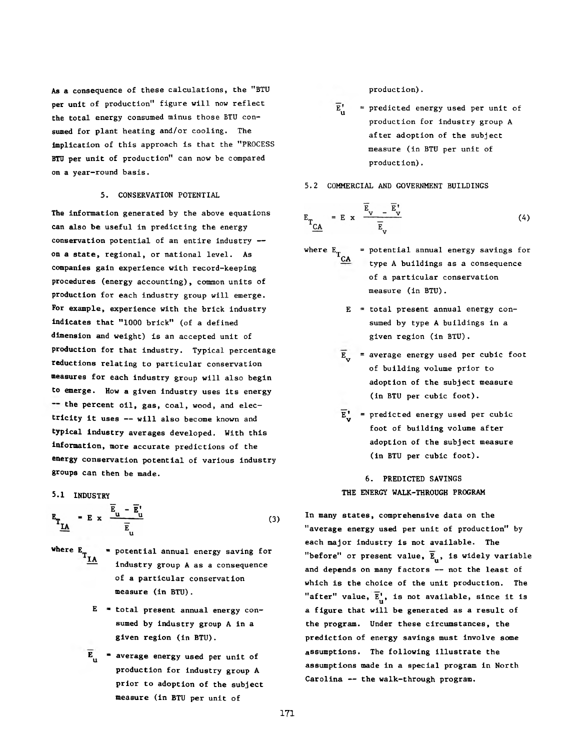As a consequence of these calculations, the "BTU per unit of production" figure will now reflect the total energy consumed minus those BTU consumed for plant heating and/or cooling. The implication of this approach is that the "PROCESS BTU per unit of production" can now be compared on a year-round basis.

## 5. CONSERVATION POTENTIAL

The information generated by the above equations can also be useful in predicting the energy conservation potential of an entire industry -- on a state, regional, or national level. As companies gain experience with record-keeping procedures (energy accounting), common units of production for each industry group will emerge. For example, experience with the brick industry indicates that "1000 brick" (of a defined dimension and weight) is an accepted unit of production for that industry. Typical percentage reductions relating to particular conservation measures for each industry group will also begin to emerge. How a given industry uses its energy -- the percent oil, gas, coal, wood, and electricity it uses -- will also become known and typical industry averages developed. With this information, more accurate predictions of the energy conservation potential of various industry groups can then be made.

### 5.1 INDUSTRY

$$E_{T_{\underline{IA}}} = E \times \frac{\overline{E}_u - \overline{E}'_u}{\overline{E}_u} \tag{3}$$

where $E_{T_{\underline{IA}}}$ = potential annual energy saving for industry group A as a consequence of a particular conservation measure (in BTU).

$E$ = total present annual energy consumed by industry group A in a given region (in BTU).

$\overline{E}_u$ = average energy used per unit of production for industry group A prior to adoption of the subject measure (in BTU per unit of production).

$\overline{E}'_u$ = predicted energy used per unit of production for industry group A after adoption of the subject measure (in BTU per unit of production).

### 5.2 COMMERCIAL AND GOVERNMENT BUILDINGS

$$E_{T_{\underline{CA}}} = E \times \frac{\overline{E}_v - \overline{E}'_v}{\overline{E}_v} \tag{4}$$

where $E_{T_{\underline{CA}}}$ = potential annual energy savings for type A buildings as a consequence of a particular conservation measure (in BTU).

$E$ = total present annual energy consumed by type A buildings in a given region (in BTU).

$\overline{E}_v$ = average energy used per cubic foot of building volume prior to adoption of the subject measure (in BTU per cubic foot).

$\overline{E}'_v$ = predicted energy used per cubic foot of building volume after adoption of the subject measure (in BTU per cubic foot).

## 6. PREDICTED SAVINGS
## THE ENERGY WALK-THROUGH PROGRAM

In many states, comprehensive data on the "average energy used per unit of production" by each major industry is not available. The "before" or present value, $\overline{E}_u$, is widely variable and depends on many factors -- not the least of which is the choice of the unit production. The "after" value, $\overline{E}'_u$, is not available, since it is a figure that will be generated as a result of the program. Under these circumstances, the prediction of energy savings must involve some assumptions. The following illustrate the assumptions made in a special program in North Carolina -- the walk-through program.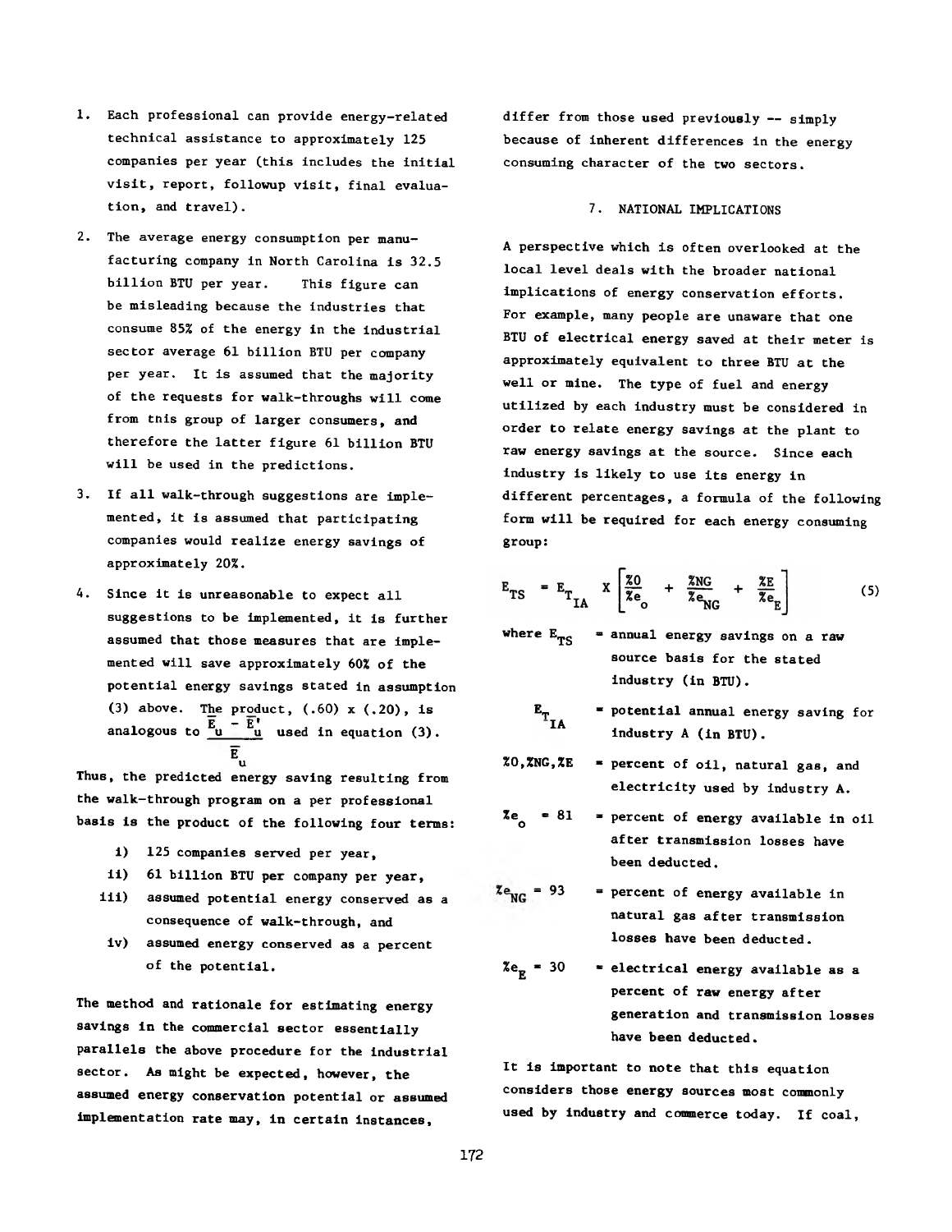1. Each professional can provide energy-related technical assistance to approximately 125 companies per year (this includes the initial visit, report, followup visit, final evaluation, and travel).

2. The average energy consumption per manufacturing company in North Carolina is 32.5 billion BTU per year. This figure can be misleading because the industries that consume 85% of the energy in the industrial sector average 61 billion BTU per company per year. It is assumed that the majority of the requests for walk-throughs will come from this group of larger consumers, and therefore the latter figure 61 billion BTU will be used in the predictions.

3. If all walk-through suggestions are implemented, it is assumed that participating companies would realize energy savings of approximately 20%.

4. Since it is unreasonable to expect all suggestions to be implemented, it is further assumed that those measures that are implemented will save approximately 60% of the potential energy savings stated in assumption (3) above. The product, (.60) x (.20), is analogous to $\frac{\overline{E}_u - \overline{E}'_u}{\overline{E}_u}$ used in equation (3).

Thus, the predicted energy saving resulting from the walk-through program on a per professional basis is the product of the following four terms:

i) 125 companies served per year,
ii) 61 billion BTU per company per year,
iii) assumed potential energy conserved as a consequence of walk-through, and
iv) assumed energy conserved as a percent of the potential.

The method and rationale for estimating energy savings in the commercial sector essentially parallels the above procedure for the industrial sector. As might be expected, however, the assumed energy conservation potential or assumed implementation rate may, in certain instances, differ from those used previously -- simply because of inherent differences in the energy consuming character of the two sectors.

## 7. NATIONAL IMPLICATIONS

A perspective which is often overlooked at the local level deals with the broader national implications of energy conservation efforts. For example, many people are unaware that one BTU of electrical energy saved at their meter is approximately equivalent to three BTU at the well or mine. The type of fuel and energy utilized by each industry must be considered in order to relate energy savings at the plant to raw energy savings at the source. Since each industry is likely to use its energy in different percentages, a formula of the following form will be required for each energy consuming group:

$$E_{TS} = E_{T_{IA}} \times \left[ \frac{\%O}{\%e_O} + \frac{\%NG}{\%e_{NG}} + \frac{\%E}{\%e_E} \right] \tag{5}$$

where $E_{TS}$ = annual energy savings on a raw source basis for the stated industry (in BTU).

$E_{T_{IA}}$ = potential annual energy saving for industry A (in BTU).

$\%O, \%NG, \%E$ = percent of oil, natural gas, and electricity used by industry A.

$\%e_O = 81$ = percent of energy available in oil after transmission losses have been deducted.

$\%e_{NG} = 93$ = percent of energy available in natural gas after transmission losses have been deducted.

$\%e_E = 30$ = electrical energy available as a percent of raw energy after generation and transmission losses have been deducted.

It is important to note that this equation considers those energy sources most commonly used by industry and commerce today. If coal,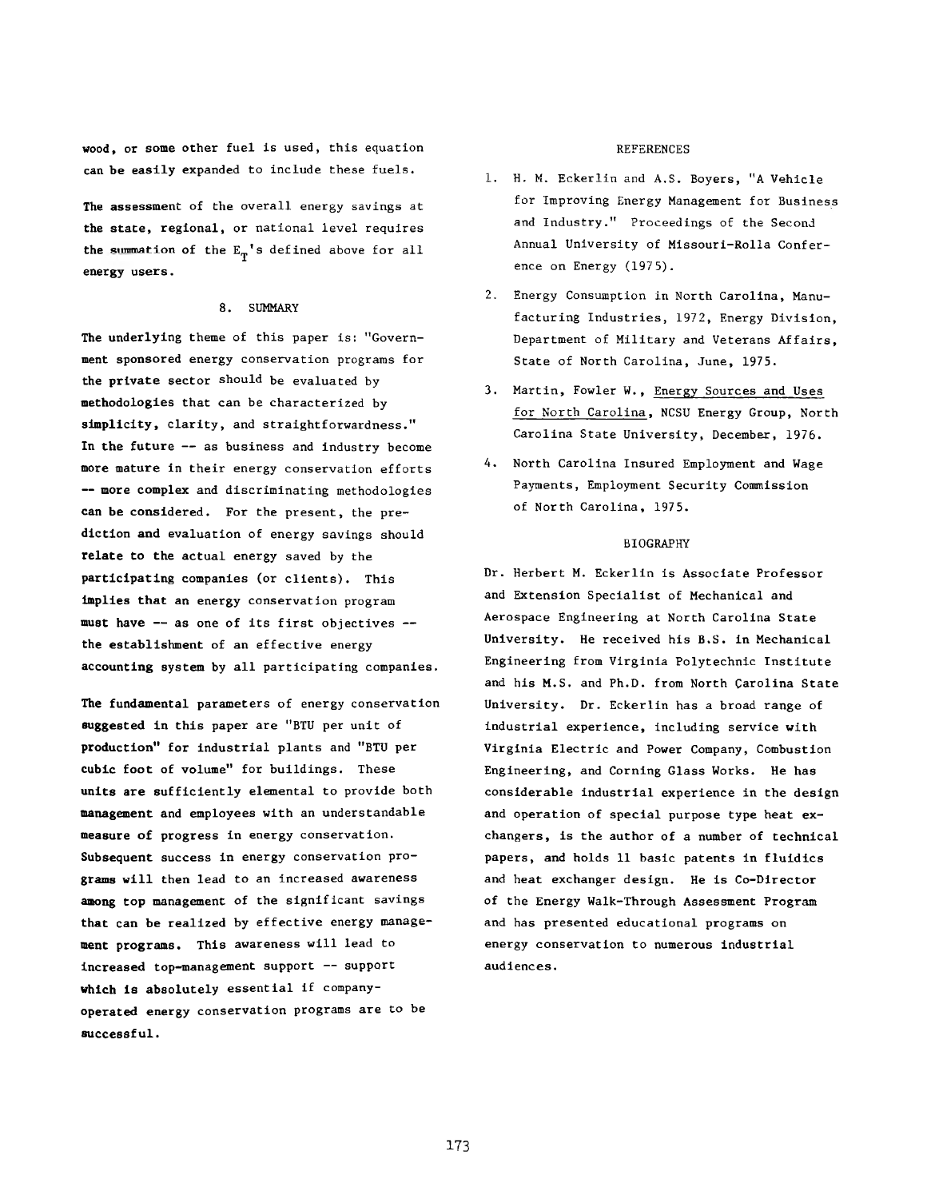wood, or some other fuel is used, this equation can be easily expanded to include these fuels.

The assessment of the overall energy savings at the state, regional, or national level requires the summation of the $E_T$'s defined above for all energy users.

## 8. SUMMARY

The underlying theme of this paper is: "Government sponsored energy conservation programs for the private sector should be evaluated by methodologies that can be characterized by simplicity, clarity, and straightforwardness." In the future -- as business and industry become more mature in their energy conservation efforts -- more complex and discriminating methodologies can be considered. For the present, the prediction and evaluation of energy savings should relate to the actual energy saved by the participating companies (or clients). This implies that an energy conservation program must have -- as one of its first objectives -- the establishment of an effective energy accounting system by all participating companies.

The fundamental parameters of energy conservation suggested in this paper are "BTU per unit of production" for industrial plants and "BTU per cubic foot of volume" for buildings. These units are sufficiently elemental to provide both management and employees with an understandable measure of progress in energy conservation. Subsequent success in energy conservation programs will then lead to an increased awareness among top management of the significant savings that can be realized by effective energy management programs. This awareness will lead to increased top-management support -- support which is absolutely essential if company-operated energy conservation programs are to be successful.

## REFERENCES

1. H. M. Eckerlin and A.S. Boyers, "A Vehicle for Improving Energy Management for Business and Industry." Proceedings of the Second Annual University of Missouri-Rolla Conference on Energy (1975).
2. Energy Consumption in North Carolina, Manufacturing Industries, 1972, Energy Division, Department of Military and Veterans Affairs, State of North Carolina, June, 1975.
3. Martin, Fowler W., Energy Sources and Uses for North Carolina, NCSU Energy Group, North Carolina State University, December, 1976.
4. North Carolina Insured Employment and Wage Payments, Employment Security Commission of North Carolina, 1975.

## BIOGRAPHY

Dr. Herbert M. Eckerlin is Associate Professor and Extension Specialist of Mechanical and Aerospace Engineering at North Carolina State University. He received his B.S. in Mechanical Engineering from Virginia Polytechnic Institute and his M.S. and Ph.D. from North Carolina State University. Dr. Eckerlin has a broad range of industrial experience, including service with Virginia Electric and Power Company, Combustion Engineering, and Corning Glass Works. He has considerable industrial experience in the design and operation of special purpose type heat exchangers, is the author of a number of technical papers, and holds 11 basic patents in fluidics and heat exchanger design. He is Co-Director of the Energy Walk-Through Assessment Program and has presented educational programs on energy conservation to numerous industrial audiences.